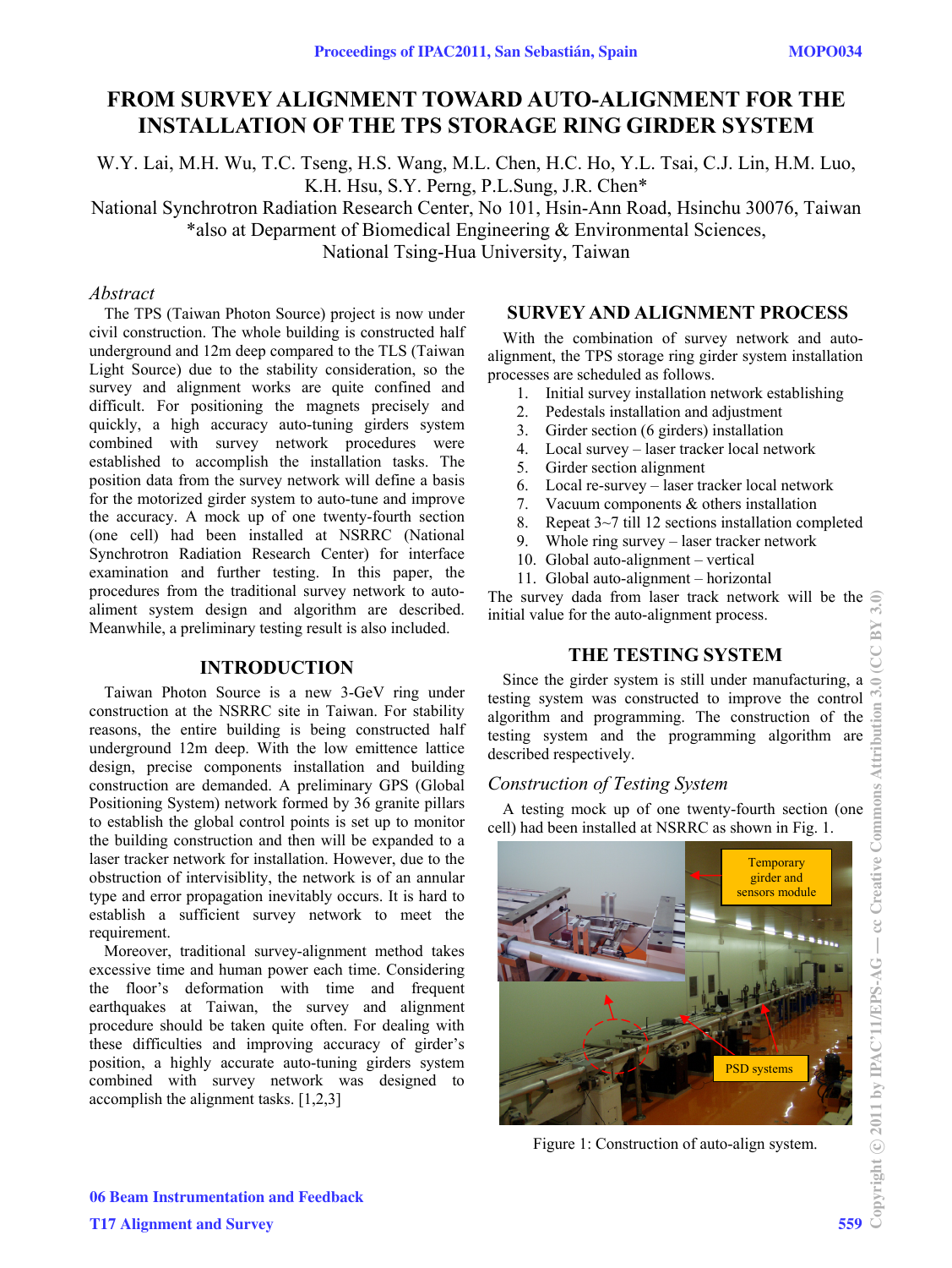# FROM SURVEY ALIGNMENT TOWARD AUTO-ALIGNMENT FOR THE INSTALLATION OF THE TPS STORAGE RING GIRDER SYSTEM

W.Y. Lai, M.H. Wu, T.C. Tseng, H.S. Wang, M.L. Chen, H.C. Ho, Y.L. Tsai, C.J. Lin, H.M. Luo, K.H. Hsu, S.Y. Perng, P.L.Sung, J.R. Chen*

National Synchrotron Radiation Research Center, No 101, Hsin-Ann Road, Hsinchu 30076, Taiwan

*also at Deparment of Biomedical Engineering & Environmental Sciences, National Tsing-Hua University, Taiwan

*Abstract*

The TPS (Taiwan Photon Source) project is now under civil construction. The whole building is constructed half underground and 12m deep compared to the TLS (Taiwan Light Source) due to the stability consideration, so the survey and alignment works are quite confined and difficult. For positioning the magnets precisely and quickly, a high accuracy auto-tuning girders system combined with survey network procedures were established to accomplish the installation tasks. The position data from the survey network will define a basis for the motorized girder system to auto-tune and improve the accuracy. A mock up of one twenty-fourth section (one cell) had been installed at NSRRC (National Synchrotron Radiation Research Center) for interface examination and further testing. In this paper, the procedures from the traditional survey network to auto-aliment system design and algorithm are described. Meanwhile, a preliminary testing result is also included.

## INTRODUCTION

Taiwan Photon Source is a new 3-GeV ring under construction at the NSRRC site in Taiwan. For stability reasons, the entire building is being constructed half underground 12m deep. With the low emittence lattice design, precise components installation and building construction are demanded. A preliminary GPS (Global Positioning System) network formed by 36 granite pillars to establish the global control points is set up to monitor the building construction and then will be expanded to a laser tracker network for installation. However, due to the obstruction of intervisiblity, the network is of an annular type and error propagation inevitably occurs. It is hard to establish a sufficient survey network to meet the requirement.

Moreover, traditional survey-alignment method takes excessive time and human power each time. Considering the floor's deformation with time and frequent earthquakes at Taiwan, the survey and alignment procedure should be taken quite often. For dealing with these difficulties and improving accuracy of girder's position, a highly accurate auto-tuning girders system combined with survey network was designed to accomplish the alignment tasks. [1,2,3]

## SURVEY AND ALIGNMENT PROCESS

With the combination of survey network and auto-alignment, the TPS storage ring girder system installation processes are scheduled as follows.

1. Initial survey installation network establishing
2. Pedestals installation and adjustment
3. Girder section (6 girders) installation
4. Local survey – laser tracker local network
5. Girder section alignment
6. Local re-survey – laser tracker local network
7. Vacuum components & others installation
8. Repeat 3~7 till 12 sections installation completed
9. Whole ring survey – laser tracker network
10. Global auto-alignment – vertical
11. Global auto-alignment – horizontal

The survey dada from laser track network will be the initial value for the auto-alignment process.

## THE TESTING SYSTEM

Since the girder system is still under manufacturing, a testing system was constructed to improve the control algorithm and programming. The construction of the testing system and the programming algorithm are described respectively.

### *Construction of Testing System*

A testing mock up of one twenty-fourth section (one cell) had been installed at NSRRC as shown in Fig. 1.

Temporary girder and sensors module

PSD systems

Figure 1: Construction of auto-align system.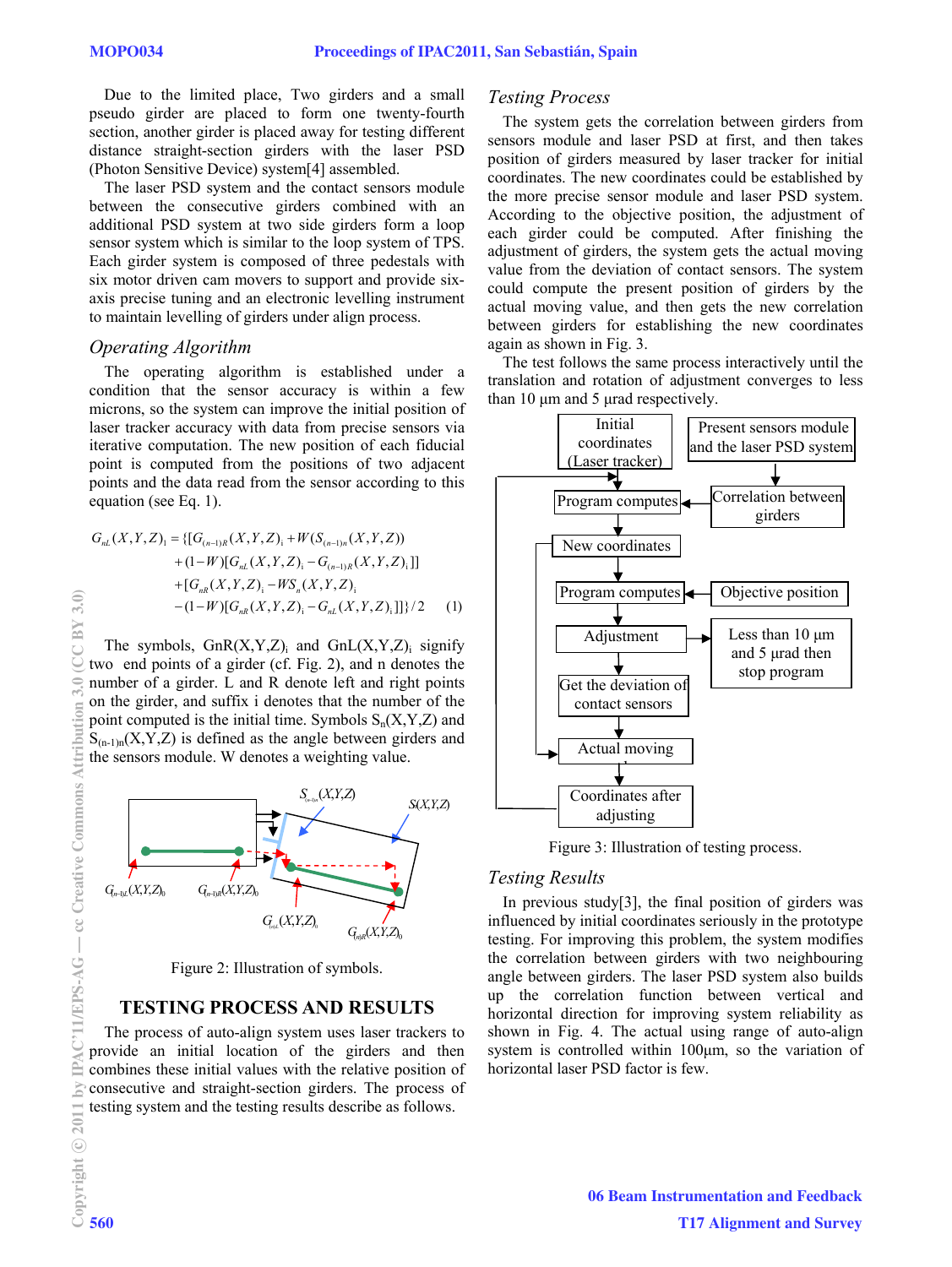Due to the limited place, Two girders and a small pseudo girder are placed to form one twenty-fourth section, another girder is placed away for testing different distance straight-section girders with the laser PSD (Photon Sensitive Device) system[4] assembled.

The laser PSD system and the contact sensors module between the consecutive girders combined with an additional PSD system at two side girders form a loop sensor system which is similar to the loop system of TPS. Each girder system is composed of three pedestals with six motor driven cam movers to support and provide six-axis precise tuning and an electronic levelling instrument to maintain levelling of girders under align process.

### *Operating Algorithm*

The operating algorithm is established under a condition that the sensor accuracy is within a few microns, so the system can improve the initial position of laser tracker accuracy with data from precise sensors via iterative computation. The new position of each fiducial point is computed from the positions of two adjacent points and the data read from the sensor according to this equation (see Eq. 1).

$$
\begin{aligned}
G_{nL}(X,Y,Z)_1 = \{ & [G_{(n-1)R}(X,Y,Z)_i + W(S_{(n-1)n}(X,Y,Z)) \\
& + (1-W)[G_{nL}(X,Y,Z)_i - G_{(n-1)R}(X,Y,Z)_i]] \\
& + [G_{nR}(X,Y,Z)_i - WS_n(X,Y,Z)_i \\
& - (1-W)[G_{nR}(X,Y,Z)_i - G_{nL}(X,Y,Z)_i]]\}/2 \qquad (1)
\end{aligned}
$$

The symbols, $GnR(X,Y,Z)_i$ and $GnL(X,Y,Z)_i$ signify two end points of a girder (cf. Fig. 2), and n denotes the number of a girder. L and R denote left and right points on the girder, and suffix i denotes that the number of the point computed is the initial time. Symbols $S_n(X,Y,Z)$ and $S_{(n-1)n}(X,Y,Z)$ is defined as the angle between girders and the sensors module. W denotes a weighting value.

Figure 2: Illustration of symbols.

## TESTING PROCESS AND RESULTS

The process of auto-align system uses laser trackers to provide an initial location of the girders and then combines these initial values with the relative position of consecutive and straight-section girders. The process of testing system and the testing results describe as follows.

### *Testing Process*

The system gets the correlation between girders from sensors module and laser PSD at first, and then takes position of girders measured by laser tracker for initial coordinates. The new coordinates could be established by the more precise sensor module and laser PSD system. According to the objective position, the adjustment of each girder could be computed. After finishing the adjustment of girders, the system gets the actual moving value from the deviation of contact sensors. The system could compute the present position of girders by the actual moving value, and then gets the new correlation between girders for establishing the new coordinates again as shown in Fig. 3.

The test follows the same process interactively until the translation and rotation of adjustment converges to less than 10 μm and 5 μrad respectively.

Figure 3: Illustration of testing process.

### *Testing Results*

In previous study[3], the final position of girders was influenced by initial coordinates seriously in the prototype testing. For improving this problem, the system modifies the correlation between girders with two neighbouring angle between girders. The laser PSD system also builds up the correlation function between vertical and horizontal direction for improving system reliability as shown in Fig. 4. The actual using range of auto-align system is controlled within 100μm, so the variation of horizontal laser PSD factor is few.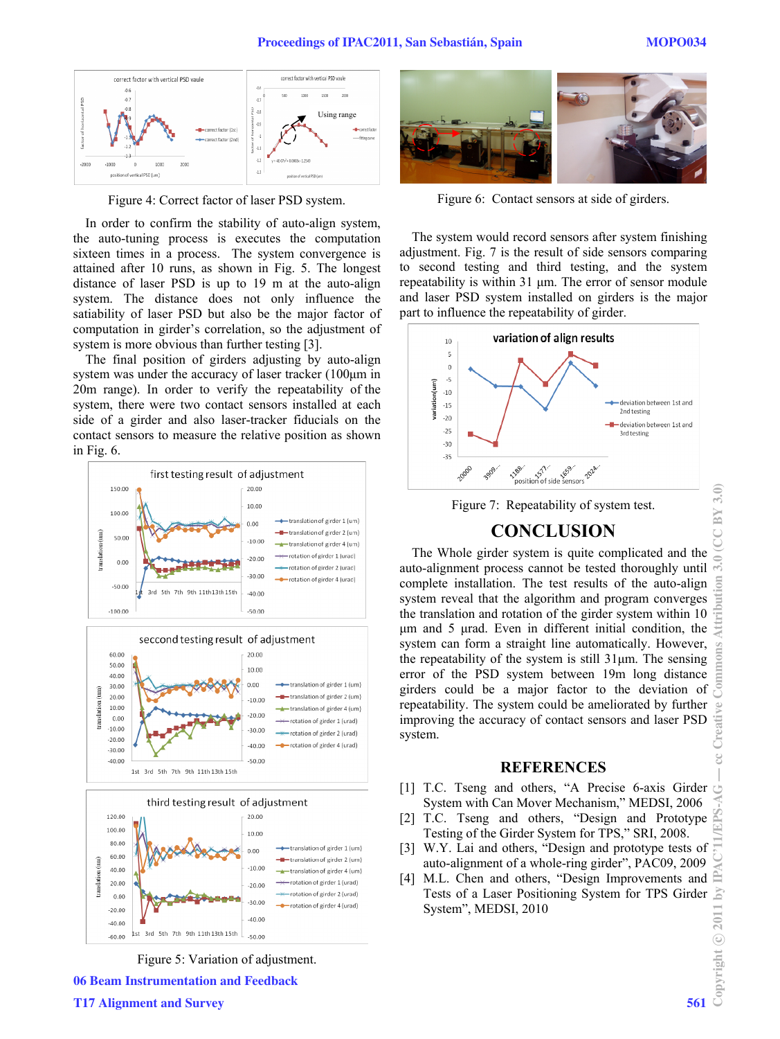correct factor with vertical PSD vaule

factor of horizontal PSD

-0.6
-0.7
-0.8
-0.9
-1
-1.1
-1.2
-1.3

-2000 -1000 0 1000 2000

position of vertical PSD (um)

correct factor (1st)
correct factor (2nd)

correct factor with vertical PSD vaule

Using range

correct factor
fitting curve

position of vertical PSD (um)

Figure 4: Correct factor of laser PSD system.

In order to confirm the stability of auto-align system, the auto-tuning process is executes the computation sixteen times in a process. The system convergence is attained after 10 runs, as shown in Fig. 5. The longest distance of laser PSD is up to 19 m at the auto-align system. The distance does not only influence the satiability of laser PSD but also be the major factor of computation in girder's correlation, so the adjustment of system is more obvious than further testing [3].

The final position of girders adjusting by auto-align system was under the accuracy of laser tracker (100μm in 20m range). In order to verify the repeatability of the system, there were two contact sensors installed at each side of a girder and also laser-tracker fiducials on the contact sensors to measure the relative position as shown in Fig. 6.

first testing result of adjustment

translation (um)

150.00
100.00
50.00
0.00
-50.00
-100.00

20.00
10.00
0.00
-10.00
-20.00
-30.00
-40.00
-50.00

1st 3rd 5th 7th 9th 11th13th 15th

translation of girder 1 (um)
translation of girder 2 (um)
translation of girder 4 (um)
rotation of girder 1 (urad)
rotation of girder 2 (urad)
rotation of girder 4 (urad)

seccond testing result of adjustment

translation (um)

60.00
50.00
40.00
30.00
20.00
10.00
0.00
-10.00
-20.00
-30.00
-40.00

20.00
10.00
0.00
-10.00
-20.00
-30.00
-40.00
-50.00

1st 3rd 5th 7th 9th 11th13th 15th

translation of girder 1 (um)
translation of girder 2 (um)
translation of girder 4 (um)
rotation of girder 1 (urad)
rotation of girder 2 (urad)
rotation of girder 4 (urad)

third testing result of adjustment

translation (um)

120.00
100.00
80.00
60.00
40.00
20.00
0.00
-20.00
-40.00
-60.00

20.00
10.00
0.00
-10.00
-20.00
-30.00
-40.00
-50.00

1st 3rd 5th 7th 9th 11th13th 15th

translation of girder 1 (um)
translation of girder 2 (um)
translation of girder 4 (um)
rotation of girder 1 (urad)
rotation of girder 2 (urad)
rotation of girder 4 (urad)

Figure 5: Variation of adjustment.

Figure 6: Contact sensors at side of girders.

The system would record sensors after system finishing adjustment. Fig. 7 is the result of side sensors comparing to second testing and third testing, and the system repeatability is within 31 μm. The error of sensor module and laser PSD system installed on girders is the major part to influence the repeatability of girder.

variation of align results

variation(um)

10
5
0
-5
-10
-15
-20
-25
-30
-35

20000 3909... 1188... 1577... 1659... 2024...

position of side sensors

deviation between 1st and 2nd testing
deviation between 1st and 3rd testing

Figure 7: Repeatability of system test.

## CONCLUSION

The Whole girder system is quite complicated and the auto-alignment process cannot be tested thoroughly until complete installation. The test results of the auto-align system reveal that the algorithm and program converges the translation and rotation of the girder system within 10 μm and 5 μrad. Even in different initial condition, the system can form a straight line automatically. However, the repeatability of the system is still 31μm. The sensing error of the PSD system between 19m long distance girders could be a major factor to the deviation of repeatability. The system could be ameliorated by further improving the accuracy of contact sensors and laser PSD system.

## REFERENCES

[1] T.C. Tseng and others, "A Precise 6-axis Girder System with Can Mover Mechanism," MEDSI, 2006

[2] T.C. Tseng and others, "Design and Prototype Testing of the Girder System for TPS," SRI, 2008.

[3] W.Y. Lai and others, "Design and prototype tests of auto-alignment of a whole-ring girder", PAC09, 2009

[4] M.L. Chen and others, "Design Improvements and Tests of a Laser Positioning System for TPS Girder System", MEDSI, 2010